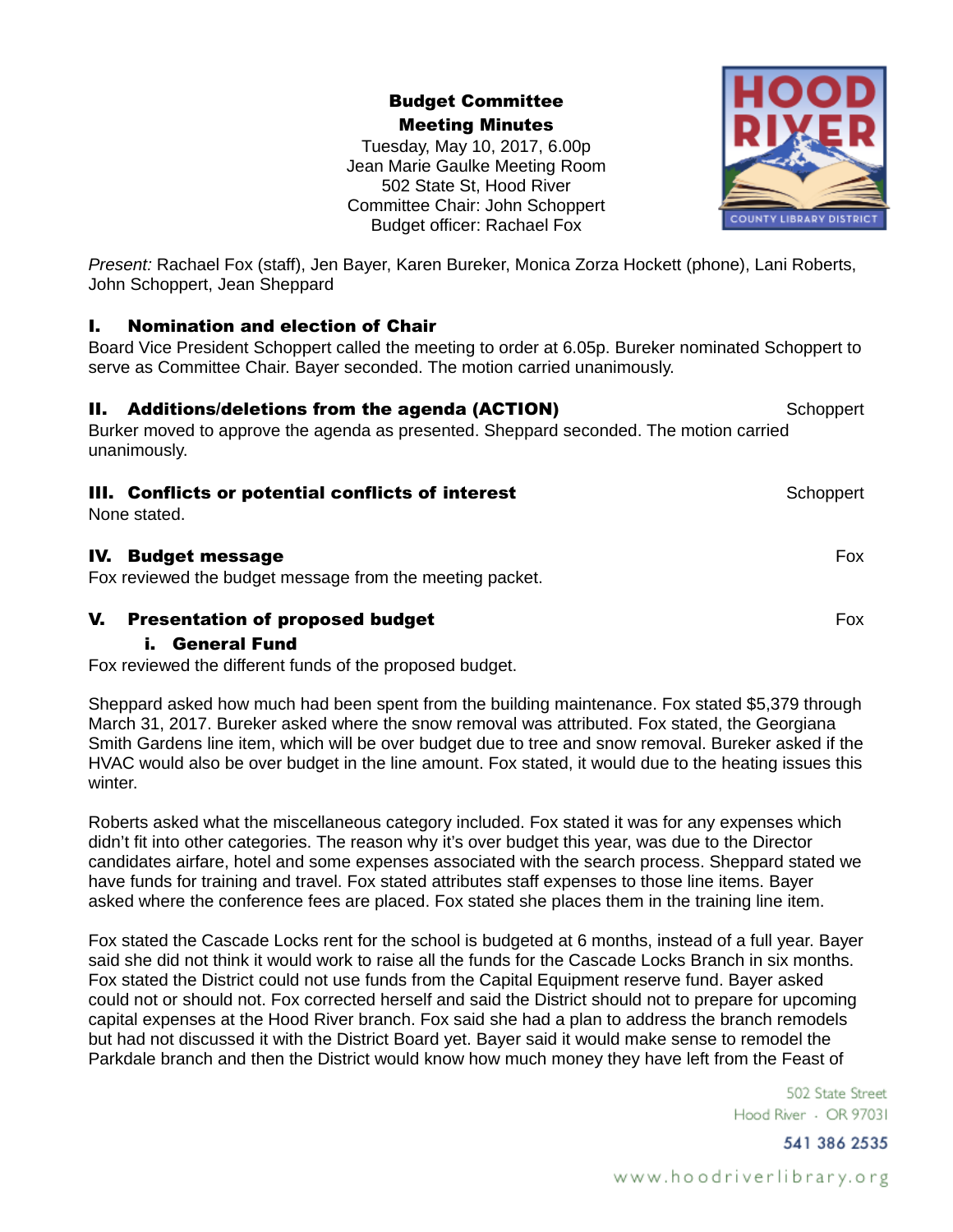**Budget Committee**
**Meeting Minutes**
Tuesday, May 10, 2017, 6.00p
Jean Marie Gaulke Meeting Room
502 State St, Hood River
Committee Chair: John Schoppert
Budget officer: Rachael Fox

*Present:* Rachael Fox (staff), Jen Bayer, Karen Bureker, Monica Zorza Hockett (phone), Lani Roberts, John Schoppert, Jean Sheppard

## I. Nomination and election of Chair

Board Vice President Schoppert called the meeting to order at 6.05p. Bureker nominated Schoppert to serve as Committee Chair. Bayer seconded. The motion carried unanimously.

## II. Additions/deletions from the agenda (ACTION) — Schoppert

Burker moved to approve the agenda as presented. Sheppard seconded. The motion carried unanimously.

## III. Conflicts or potential conflicts of interest — Schoppert

None stated.

## IV. Budget message — Fox

Fox reviewed the budget message from the meeting packet.

## V. Presentation of proposed budget — Fox

### i. General Fund

Fox reviewed the different funds of the proposed budget.

Sheppard asked how much had been spent from the building maintenance. Fox stated $5,379 through March 31, 2017. Bureker asked where the snow removal was attributed. Fox stated, the Georgiana Smith Gardens line item, which will be over budget due to tree and snow removal. Bureker asked if the HVAC would also be over budget in the line amount. Fox stated, it would due to the heating issues this winter.

Roberts asked what the miscellaneous category included. Fox stated it was for any expenses which didn't fit into other categories. The reason why it's over budget this year, was due to the Director candidates airfare, hotel and some expenses associated with the search process. Sheppard stated we have funds for training and travel. Fox stated attributes staff expenses to those line items. Bayer asked where the conference fees are placed. Fox stated she places them in the training line item.

Fox stated the Cascade Locks rent for the school is budgeted at 6 months, instead of a full year. Bayer said she did not think it would work to raise all the funds for the Cascade Locks Branch in six months. Fox stated the District could not use funds from the Capital Equipment reserve fund. Bayer asked could not or should not. Fox corrected herself and said the District should not to prepare for upcoming capital expenses at the Hood River branch. Fox said she had a plan to address the branch remodels but had not discussed it with the District Board yet. Bayer said it would make sense to remodel the Parkdale branch and then the District would know how much money they have left from the Feast of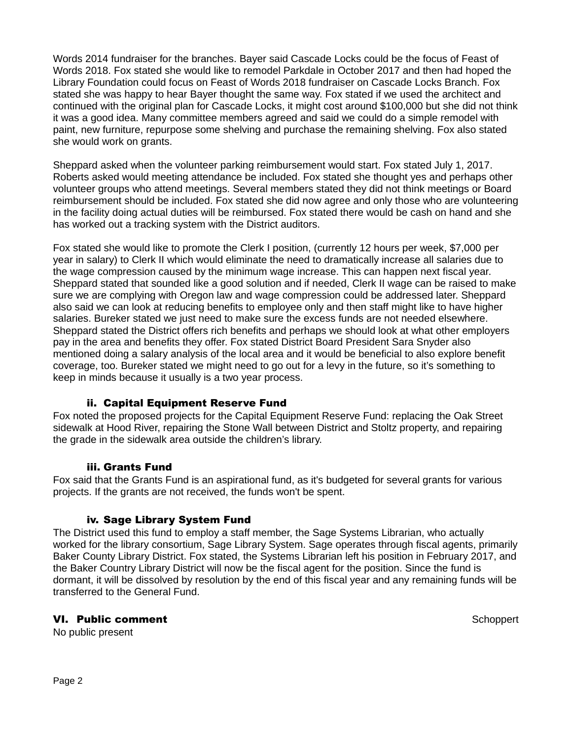Words 2014 fundraiser for the branches. Bayer said Cascade Locks could be the focus of Feast of Words 2018. Fox stated she would like to remodel Parkdale in October 2017 and then had hoped the Library Foundation could focus on Feast of Words 2018 fundraiser on Cascade Locks Branch. Fox stated she was happy to hear Bayer thought the same way. Fox stated if we used the architect and continued with the original plan for Cascade Locks, it might cost around $100,000 but she did not think it was a good idea. Many committee members agreed and said we could do a simple remodel with paint, new furniture, repurpose some shelving and purchase the remaining shelving. Fox also stated she would work on grants.

Sheppard asked when the volunteer parking reimbursement would start. Fox stated July 1, 2017. Roberts asked would meeting attendance be included. Fox stated she thought yes and perhaps other volunteer groups who attend meetings. Several members stated they did not think meetings or Board reimbursement should be included. Fox stated she did now agree and only those who are volunteering in the facility doing actual duties will be reimbursed. Fox stated there would be cash on hand and she has worked out a tracking system with the District auditors.

Fox stated she would like to promote the Clerk I position, (currently 12 hours per week, $7,000 per year in salary) to Clerk II which would eliminate the need to dramatically increase all salaries due to the wage compression caused by the minimum wage increase. This can happen next fiscal year. Sheppard stated that sounded like a good solution and if needed, Clerk II wage can be raised to make sure we are complying with Oregon law and wage compression could be addressed later. Sheppard also said we can look at reducing benefits to employee only and then staff might like to have higher salaries. Bureker stated we just need to make sure the excess funds are not needed elsewhere. Sheppard stated the District offers rich benefits and perhaps we should look at what other employers pay in the area and benefits they offer. Fox stated District Board President Sara Snyder also mentioned doing a salary analysis of the local area and it would be beneficial to also explore benefit coverage, too. Bureker stated we might need to go out for a levy in the future, so it's something to keep in minds because it usually is a two year process.

### ii. Capital Equipment Reserve Fund

Fox noted the proposed projects for the Capital Equipment Reserve Fund: replacing the Oak Street sidewalk at Hood River, repairing the Stone Wall between District and Stoltz property, and repairing the grade in the sidewalk area outside the children's library.

### iii. Grants Fund

Fox said that the Grants Fund is an aspirational fund, as it's budgeted for several grants for various projects. If the grants are not received, the funds won't be spent.

### iv. Sage Library System Fund

The District used this fund to employ a staff member, the Sage Systems Librarian, who actually worked for the library consortium, Sage Library System. Sage operates through fiscal agents, primarily Baker County Library District. Fox stated, the Systems Librarian left his position in February 2017, and the Baker Country Library District will now be the fiscal agent for the position. Since the fund is dormant, it will be dissolved by resolution by the end of this fiscal year and any remaining funds will be transferred to the General Fund.

## VI. Public comment — Schoppert

No public present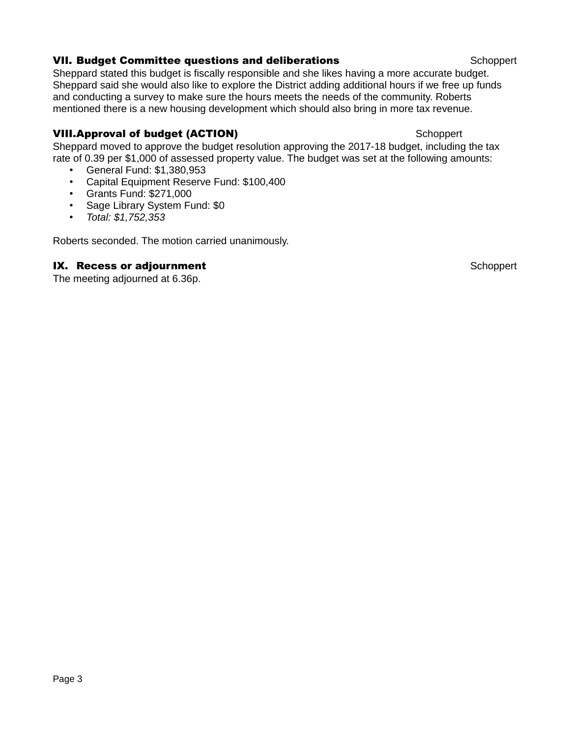## VII. Budget Committee questions and deliberations — Schoppert

Sheppard stated this budget is fiscally responsible and she likes having a more accurate budget. Sheppard said she would also like to explore the District adding additional hours if we free up funds and conducting a survey to make sure the hours meets the needs of the community. Roberts mentioned there is a new housing development which should also bring in more tax revenue.

## VIII. Approval of budget (ACTION) — Schoppert

Sheppard moved to approve the budget resolution approving the 2017-18 budget, including the tax rate of 0.39 per $1,000 of assessed property value. The budget was set at the following amounts:

- General Fund: $1,380,953
- Capital Equipment Reserve Fund: $100,400
- Grants Fund: $271,000
- Sage Library System Fund: $0
- *Total: $1,752,353*

Roberts seconded. The motion carried unanimously.

## IX. Recess or adjournment — Schoppert

The meeting adjourned at 6.36p.